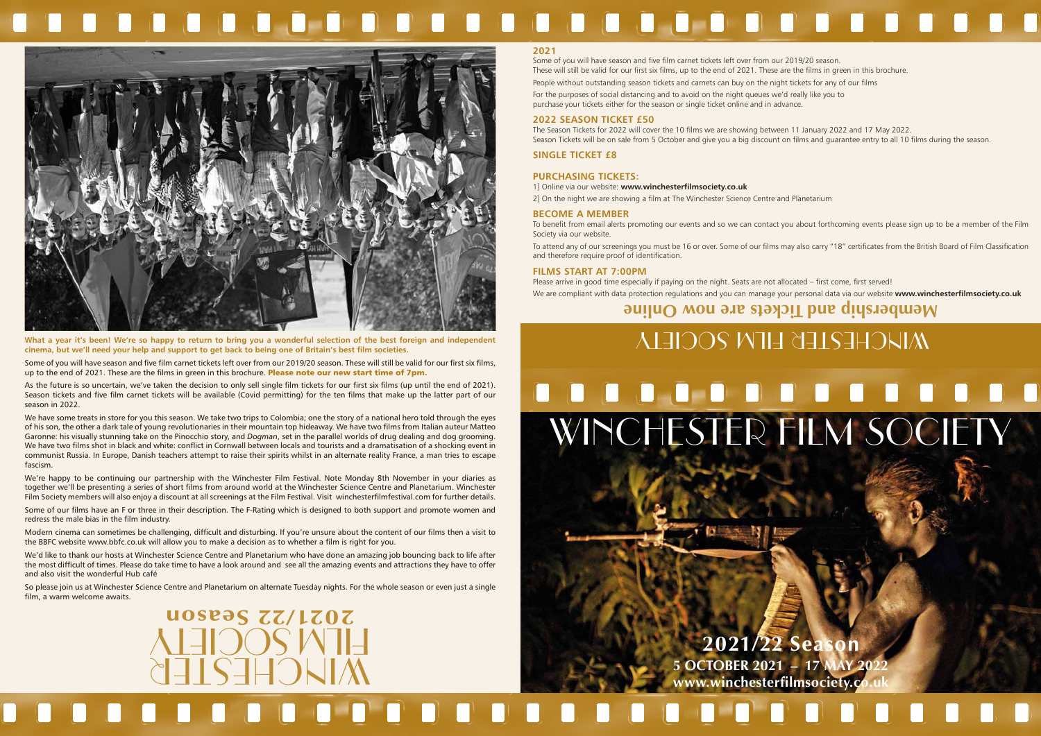**What a year it's been! We're so happy to return to bring you a wonderful selection of the best foreign and independent cinema, but we'll need your help and support to get back to being one of Britain's best film societies.**

Some of you will have season and five film carnet tickets left over from our 2019/20 season. These will still be valid for our first six films, up to the end of 2021. These are the films in green in this brochure. **Please note our new start time of 7pm.**

As the future is so uncertain, we've taken the decision to only sell single film tickets for our first six films (up until the end of 2021). Season tickets and five film carnet tickets will be available (Covid permitting) for the ten films that make up the latter part of our season in 2022.

We have some treats in store for you this season. We take two trips to Colombia; one the story of a national hero told through the eyes of his son, the other a dark tale of young revolutionaries in their mountain top hideaway. We have two films from Italian auteur Matteo Garonne: his visually stunning take on the Pinocchio story, and *Dogman*, set in the parallel worlds of drug dealing and dog grooming. We have two films shot in black and white: conflict in Cornwall between locals and tourists and a dramatisation of a shocking event in communist Russia. In Europe, Danish teachers attempt to raise their spirits whilst in an alternate reality France, a man tries to escape fascism.

We're happy to be continuing our partnership with the Winchester Film Festival. Note Monday 8th November in your diaries as together we'll be presenting a series of short films from around world at the Winchester Science Centre and Planetarium. Winchester Film Society members will also enjoy a discount at all screenings at the Film Festival. Visit winchesterfilmfestival.com for further details.

Some of our films have an F or three in their description. The F-Rating which is designed to both support and promote women and redress the male bias in the film industry.

Modern cinema can sometimes be challenging, difficult and disturbing. If you're unsure about the content of our films then a visit to the BBFC website www.bbfc.co.uk will allow you to make a decision as to whether a film is right for you.

We'd like to thank our hosts at Winchester Science Centre and Planetarium who have done an amazing job bouncing back to life after the most difficult of times. Please do take time to have a look around and see all the amazing events and attractions they have to offer and also visit the wonderful Hub café

So please join us at Winchester Science Centre and Planetarium on alternate Tuesday nights. For the whole season or even just a single film, a warm welcome awaits.

WINCHESTER FILM SOCIETY
2021/22 Season

## 2021

Some of you will have season and five film carnet tickets left over from our 2019/20 season. These will still be valid for our first six films, up to the end of 2021. These are the films in green in this brochure.

People without outstanding season tickets and carnets can buy on the night tickets for any of our films

For the purposes of social distancing and to avoid on the night queues we'd really like you to purchase your tickets either for the season or single ticket online and in advance.

## 2022 SEASON TICKET £50

The Season Tickets for 2022 will cover the 10 films we are showing between 11 January 2022 and 17 May 2022. Season Tickets will be on sale from 5 October and give you a big discount on films and guarantee entry to all 10 films during the season.

## SINGLE TICKET £8

## PURCHASING TICKETS:

1] Online via our website: **www.winchesterfilmsociety.co.uk**

2] On the night we are showing a film at The Winchester Science Centre and Planetarium

## BECOME A MEMBER

To benefit from email alerts promoting our events and so we can contact you about forthcoming events please sign up to be a member of the Film Society via our website.

To attend any of our screenings you must be 16 or over. Some of our films may also carry "18" certificates from the British Board of Film Classification and therefore require proof of identification.

## FILMS START AT 7:00PM

Please arrive in good time especially if paying on the night. Seats are not allocated – first come, first served!

We are compliant with data protection regulations and you can manage your personal data via our website **www.winchesterfilmsociety.co.uk**

**Membership and Tickets are now Online**

WINCHESTER FILM SOCIETY

# WINCHESTER FILM SOCIETY

**2021/22 Season**

**5 OCTOBER 2021 – 17 MAY 2022**

**www.winchesterfilmsociety.co.uk**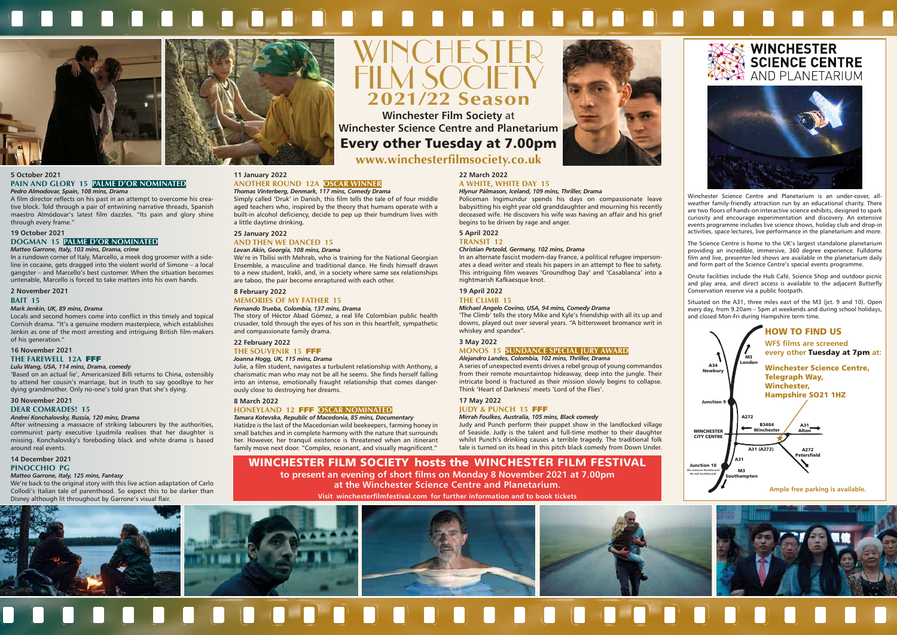# WINCHESTER FILM SOCIETY

## 2021/22 Season

**Winchester Film Society** at
**Winchester Science Centre and Planetarium**

## Every other Tuesday at 7.00pm

**www.winchesterfilmsociety.co.uk**

**5 October 2021**
### PAIN AND GLORY 15 PALME D'OR NOMINATED
***Pedro Almodovar, Spain, 108 mins, Drama***

A film director reflects on his past in an attempt to overcome his creative block. Told through a pair of entwining narrative threads, Spanish maestro Almódovar's latest film dazzles. "Its pain and glory shine through every frame."

**19 October 2021**
### DOGMAN 15 PALME D'OR NOMINATED
***Matteo Garrone, Italy, 103 mins, Drama, crime***

In a rundown corner of Italy, Marcello, a meek dog groomer with a sideline in cocaine, gets dragged into the violent world of Simone – a local gangster – and Marcello's best customer. When the situation becomes untenable, Marcello is forced to take matters into his own hands.

**2 November 2021**
### BAIT 15
***Mark Jenkin, UK, 89 mins, Drama***

Locals and second homers come into conflict in this timely and topical Cornish drama. "It's a genuine modern masterpiece, which establishes Jenkin as one of the most arresting and intriguing British film-makers of his generation."

**16 November 2021**
### THE FAREWELL 12A FFF
***Lulu Wang, USA, 114 mins, Drama, comedy***

'Based on an actual lie', Americanized Billi returns to China, ostensibly to attend her cousin's marriage, but in truth to say goodbye to her dying grandmother. Only no-one's told gran that she's dying.

**30 November 2021**
### DEAR COMRADES! 15
***Andrei Konchalovsky, Russia, 120 mins, Drama***

After witnessing a massacre of striking labourers by the authorities, communist party executive Lyudmila realises that her daughter is missing. Konchalovsky's foreboding black and white drama is based around real events.

**14 December 2021**
### PINOCCHIO PG
***Matteo Garrone, Italy, 125 mins, Fantasy***

We're back to the original story with this live action adaptation of Carlo Collodi's Italian tale of parenthood. So expect this to be darker than Disney although lit throughout by Garrone's visual flair.

**11 January 2022**
### ANOTHER ROUND 12A OSCAR WINNER
***Thomas Vinterberg, Denmark, 117 mins, Comedy Drama***

Simply called 'Druk' in Danish, this film tells the tale of of four middle aged teachers who, inspired by the theory that humans operate with a built-in alcohol deficiency, decide to pep up their humdrum lives with a little daytime drinking.

**25 January 2022**
### AND THEN WE DANCED 15
***Levan Akin, Georgia, 108 mins, Drama***

We're in Tbilisi with Mehrab, who is training for the National Georgian Ensemble, a masculine and traditional dance. He finds himself drawn to a new student, Irakli, and, in a society where same sex relationships are taboo, the pair become enraptured with each other.

**8 February 2022**
### MEMORIES OF MY FATHER 15
***Fernando Trueba, Colombia, 137 mins, Drama***

The story of Héctor Abad Gómez, a real life Colombian public health crusader, told through the eyes of his son in this heartfelt, sympathetic and compassionate family drama.

**22 February 2022**
### THE SOUVENIR 15 FFF
***Joanna Hogg, UK, 115 mins, Drama***

Julie, a film student, navigates a turbulent relationship with Anthony, a charismatic man who may not be all he seems. She finds herself falling into an intense, emotionally fraught relationship that comes dangerously close to destroying her dreams.

**8 March 2022**
### HONEYLAND 12 FFF OSCAR NOMINATED
***Tamara Kotevska, Republic of Macedonia, 85 mins, Documentary***

Hatidze is the last of the Macedonian wild beekeepers, farming honey in small batches and in complete harmony with the nature that surrounds her. However, her tranquil existence is threatened when an itinerant family move next door. "Complex, resonant, and visually magnificent."

**22 March 2022**
### A WHITE, WHITE DAY 15
***Hlynur Pálmason, Iceland, 109 mins, Thriller, Drama***

Policeman Ingimundur spends his days on compassionate leave babysitting his eight year old granddaughter and mourning his recently deceased wife. He discovers his wife was having an affair and his grief begins to be driven by rage and anger.

**5 April 2022**
### TRANSIT 12
***Christian Petzold, Germany, 102 mins, Drama***

In an alternate fascist modern-day France, a political refugee impersonates a dead writer and steals his papers in an attempt to flee to safety. This intriguing film weaves 'Groundhog Day' and 'Casablanca' into a nightmarish Kafkaesque knot.

**19 April 2022**
### THE CLIMB 15
***Michael Angelo Covino, USA, 94 mins, Comedy Drama***

'The Climb' tells the story Mike and Kyle's friendship with all its up and downs, played out over several years. "A bittersweet bromance writ in whiskey and spandex".

**3 May 2022**
### MONOS 15 SUNDANCE SPECIAL JURY AWARD
***Alejandro Landes, Colombia, 102 mins, Thriller, Drama***

A series of unexpected events drives a rebel group of young commandos from their remote mountaintop hideaway, deep into the jungle. Their intricate bond is fractured as their mission slowly begins to collapse. Think 'Heart of Darkness' meets 'Lord of the Flies'.

**17 May 2022**
### JUDY & PUNCH 15 FFF
***Mirrah Foulkes, Australia, 105 mins, Black comedy***

Judy and Punch perform their puppet show in the landlocked village of Seaside. Judy is the talent and full-time mother to their daughter whilst Punch's drinking causes a terrible tragedy. The traditional folk tale is turned on its head in this pitch black comedy from Down Under.

## WINCHESTER FILM SOCIETY hosts the WINCHESTER FILM FESTIVAL

**to present an evening of short films on Monday 8 November 2021 at 7.00pm at the Winchester Science Centre and Planetarium.**

**Visit winchesterfilmfestival.com for further information and to book tickets**

## WINCHESTER SCIENCE CENTRE AND PLANETARIUM

Winchester Science Centre and Planetarium is an under-cover, all-weather family-friendly attraction run by an educational charity. There are two floors of hands-on interactive science exhibits, designed to spark curiosity and encourage experimentation and discovery. An extensive events programme includes live science shows, holiday club and drop-in activities, space lectures, live performance in the planetarium and more.

The Science Centre is home to the UK's largest standalone planetarium providing an incredible, immersive, 360 degree experience. Fulldome film and live, presenter-led shows are available in the planetarium daily and form part of the Science Centre's special events programme.

Onsite facilities include the Hub Café, Science Shop and outdoor picnic and play area, and direct access is available to the adjacent Butterfly Conservation reserve via a public footpath.

Situated on the A31, three miles east of the M3 (jct. 9 and 10). Open every day, from 9.20am – 5pm at weekends and during school holidays, and closed Mon-Fri during Hampshire term time.

### HOW TO FIND US

**WFS films are screened every other Tuesday at 7pm at:**

**Winchester Science Centre, Telegraph Way, Winchester, Hampshire SO21 1HZ**

M3 London
A34 Newbury
Junction 9
A272
B3404 Winchester
A31 Alton
WINCHESTER CITY CENTRE
A31 (A272)
A272 Petersfield
A31
Junction 10 (No entrance Northbound No exit Southbound)
M3 Southampton

**Ample free parking is available.**